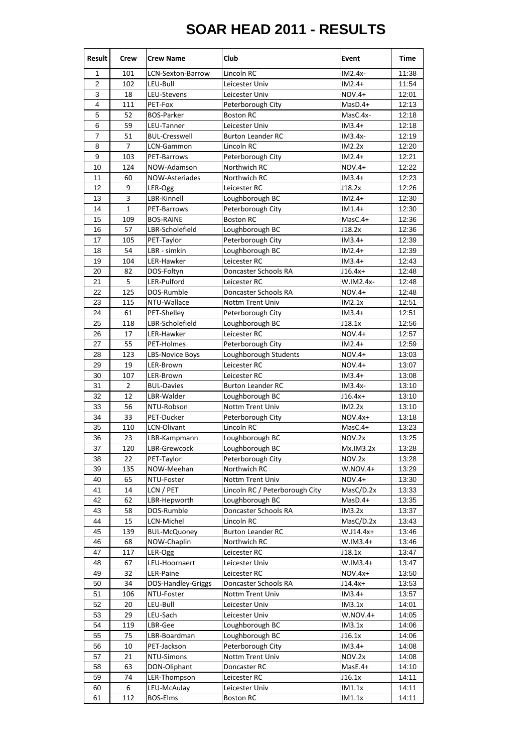# SOAR HEAD 2011 - RESULTS

| Result | Crew | Crew Name | Club | Event | Time |
|---|---|---|---|---|---|
| 1 | 101 | LCN-Sexton-Barrow | Lincoln RC | IM2.4x- | 11:38 |
| 2 | 102 | LEU-Bull | Leicester Univ | IM2.4+ | 11:54 |
| 3 | 18 | LEU-Stevens | Leicester Univ | NOV.4+ | 12:01 |
| 4 | 111 | PET-Fox | Peterborough City | MasD.4+ | 12:13 |
| 5 | 52 | BOS-Parker | Boston RC | MasC.4x- | 12:18 |
| 6 | 59 | LEU-Tanner | Leicester Univ | IM3.4+ | 12:18 |
| 7 | 51 | BUL-Cresswell | Burton Leander RC | IM3.4x- | 12:19 |
| 8 | 7 | LCN-Gammon | Lincoln RC | IM2.2x | 12:20 |
| 9 | 103 | PET-Barrows | Peterborough City | IM2.4+ | 12:21 |
| 10 | 124 | NOW-Adamson | Northwich RC | NOV.4+ | 12:22 |
| 11 | 60 | NOW-Asteriades | Northwich RC | IM3.4+ | 12:23 |
| 12 | 9 | LER-Ogg | Leicester RC | J18.2x | 12:26 |
| 13 | 3 | LBR-Kinnell | Loughborough BC | IM2.4+ | 12:30 |
| 14 | 1 | PET-Barrows | Peterborough City | IM1.4+ | 12:30 |
| 15 | 109 | BOS-RAINE | Boston RC | MasC.4+ | 12:36 |
| 16 | 57 | LBR-Scholefield | Loughborough BC | J18.2x | 12:36 |
| 17 | 105 | PET-Taylor | Peterborough City | IM3.4+ | 12:39 |
| 18 | 54 | LBR - simkin | Loughborough BC | IM2.4+ | 12:39 |
| 19 | 104 | LER-Hawker | Leicester RC | IM3.4+ | 12:43 |
| 20 | 82 | DOS-Foltyn | Doncaster Schools RA | J16.4x+ | 12:48 |
| 21 | 5 | LER-Pulford | Leicester RC | W.IM2.4x- | 12:48 |
| 22 | 125 | DOS-Rumble | Doncaster Schools RA | NOV.4+ | 12:48 |
| 23 | 115 | NTU-Wallace | Nottm Trent Univ | IM2.1x | 12:51 |
| 24 | 61 | PET-Shelley | Peterborough City | IM3.4+ | 12:51 |
| 25 | 118 | LBR-Scholefield | Loughborough BC | J18.1x | 12:56 |
| 26 | 17 | LER-Hawker | Leicester RC | NOV.4+ | 12:57 |
| 27 | 55 | PET-Holmes | Peterborough City | IM2.4+ | 12:59 |
| 28 | 123 | LBS-Novice Boys | Loughborough Students | NOV.4+ | 13:03 |
| 29 | 19 | LER-Brown | Leicester RC | NOV.4+ | 13:07 |
| 30 | 107 | LER-Brown | Leicester RC | IM3.4+ | 13:08 |
| 31 | 2 | BUL-Davies | Burton Leander RC | IM3.4x- | 13:10 |
| 32 | 12 | LBR-Walder | Loughborough BC | J16.4x+ | 13:10 |
| 33 | 56 | NTU-Robson | Nottm Trent Univ | IM2.2x | 13:10 |
| 34 | 33 | PET-Ducker | Peterborough City | NOV.4x+ | 13:18 |
| 35 | 110 | LCN-Olivant | Lincoln RC | MasC.4+ | 13:23 |
| 36 | 23 | LBR-Kampmann | Loughborough BC | NOV.2x | 13:25 |
| 37 | 120 | LBR-Grewcock | Loughborough BC | Mx.IM3.2x | 13:28 |
| 38 | 22 | PET-Taylor | Peterborough City | NOV.2x | 13:28 |
| 39 | 135 | NOW-Meehan | Northwich RC | W.NOV.4+ | 13:29 |
| 40 | 65 | NTU-Foster | Nottm Trent Univ | NOV.4+ | 13:30 |
| 41 | 14 | LCN / PET | Lincoln RC / Peterborough City | MasC/D.2x | 13:33 |
| 42 | 62 | LBR-Hepworth | Loughborough BC | MasD.4+ | 13:35 |
| 43 | 58 | DOS-Rumble | Doncaster Schools RA | IM3.2x | 13:37 |
| 44 | 15 | LCN-Michel | Lincoln RC | MasC/D.2x | 13:43 |
| 45 | 139 | BUL-McQuoney | Burton Leander RC | W.J14.4x+ | 13:46 |
| 46 | 68 | NOW-Chaplin | Northwich RC | W.IM3.4+ | 13:46 |
| 47 | 117 | LER-Ogg | Leicester RC | J18.1x | 13:47 |
| 48 | 67 | LEU-Hoornaert | Leicester Univ | W.IM3.4+ | 13:47 |
| 49 | 32 | LER-Paine | Leicester RC | NOV.4x+ | 13:50 |
| 50 | 34 | DOS-Handley-Griggs | Doncaster Schools RA | J14.4x+ | 13:53 |
| 51 | 106 | NTU-Foster | Nottm Trent Univ | IM3.4+ | 13:57 |
| 52 | 20 | LEU-Bull | Leicester Univ | IM3.1x | 14:01 |
| 53 | 29 | LEU-Sach | Leicester Univ | W.NOV.4+ | 14:05 |
| 54 | 119 | LBR-Gee | Loughborough BC | IM3.1x | 14:06 |
| 55 | 75 | LBR-Boardman | Loughborough BC | J16.1x | 14:06 |
| 56 | 10 | PET-Jackson | Peterborough City | IM3.4+ | 14:08 |
| 57 | 21 | NTU-Simons | Nottm Trent Univ | NOV.2x | 14:08 |
| 58 | 63 | DON-Oliphant | Doncaster RC | MasE.4+ | 14:10 |
| 59 | 74 | LER-Thompson | Leicester RC | J16.1x | 14:11 |
| 60 | 6 | LEU-McAulay | Leicester Univ | IM1.1x | 14:11 |
| 61 | 112 | BOS-Elms | Boston RC | IM1.1x | 14:11 |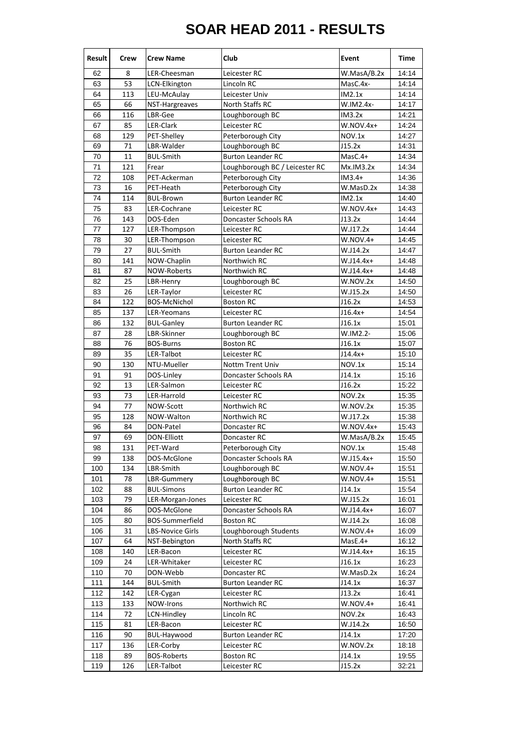# SOAR HEAD 2011 - RESULTS

| Result | Crew | Crew Name | Club | Event | Time |
|---|---|---|---|---|---|
| 62 | 8 | LER-Cheesman | Leicester RC | W.MasA/B.2x | 14:14 |
| 63 | 53 | LCN-Elkington | Lincoln RC | MasC.4x- | 14:14 |
| 64 | 113 | LEU-McAulay | Leicester Univ | IM2.1x | 14:14 |
| 65 | 66 | NST-Hargreaves | North Staffs RC | W.IM2.4x- | 14:17 |
| 66 | 116 | LBR-Gee | Loughborough BC | IM3.2x | 14:21 |
| 67 | 85 | LER-Clark | Leicester RC | W.NOV.4x+ | 14:24 |
| 68 | 129 | PET-Shelley | Peterborough City | NOV.1x | 14:27 |
| 69 | 71 | LBR-Walder | Loughborough BC | J15.2x | 14:31 |
| 70 | 11 | BUL-Smith | Burton Leander RC | MasC.4+ | 14:34 |
| 71 | 121 | Frear | Loughborough BC / Leicester RC | Mx.IM3.2x | 14:34 |
| 72 | 108 | PET-Ackerman | Peterborough City | IM3.4+ | 14:36 |
| 73 | 16 | PET-Heath | Peterborough City | W.MasD.2x | 14:38 |
| 74 | 114 | BUL-Brown | Burton Leander RC | IM2.1x | 14:40 |
| 75 | 83 | LER-Cochrane | Leicester RC | W.NOV.4x+ | 14:43 |
| 76 | 143 | DOS-Eden | Doncaster Schools RA | J13.2x | 14:44 |
| 77 | 127 | LER-Thompson | Leicester RC | W.J17.2x | 14:44 |
| 78 | 30 | LER-Thompson | Leicester RC | W.NOV.4+ | 14:45 |
| 79 | 27 | BUL-Smith | Burton Leander RC | W.J14.2x | 14:47 |
| 80 | 141 | NOW-Chaplin | Northwich RC | W.J14.4x+ | 14:48 |
| 81 | 87 | NOW-Roberts | Northwich RC | W.J14.4x+ | 14:48 |
| 82 | 25 | LBR-Henry | Loughborough BC | W.NOV.2x | 14:50 |
| 83 | 26 | LER-Taylor | Leicester RC | W.J15.2x | 14:50 |
| 84 | 122 | BOS-McNichol | Boston RC | J16.2x | 14:53 |
| 85 | 137 | LER-Yeomans | Leicester RC | J16.4x+ | 14:54 |
| 86 | 132 | BUL-Ganley | Burton Leander RC | J16.1x | 15:01 |
| 87 | 28 | LBR-Skinner | Loughborough BC | W.IM2.2- | 15:06 |
| 88 | 76 | BOS-Burns | Boston RC | J16.1x | 15:07 |
| 89 | 35 | LER-Talbot | Leicester RC | J14.4x+ | 15:10 |
| 90 | 130 | NTU-Mueller | Nottm Trent Univ | NOV.1x | 15:14 |
| 91 | 91 | DOS-Linley | Doncaster Schools RA | J14.1x | 15:16 |
| 92 | 13 | LER-Salmon | Leicester RC | J16.2x | 15:22 |
| 93 | 73 | LER-Harrold | Leicester RC | NOV.2x | 15:35 |
| 94 | 77 | NOW-Scott | Northwich RC | W.NOV.2x | 15:35 |
| 95 | 128 | NOW-Walton | Northwich RC | W.J17.2x | 15:38 |
| 96 | 84 | DON-Patel | Doncaster RC | W.NOV.4x+ | 15:43 |
| 97 | 69 | DON-Elliott | Doncaster RC | W.MasA/B.2x | 15:45 |
| 98 | 131 | PET-Ward | Peterborough City | NOV.1x | 15:48 |
| 99 | 138 | DOS-McGlone | Doncaster Schools RA | W.J15.4x+ | 15:50 |
| 100 | 134 | LBR-Smith | Loughborough BC | W.NOV.4+ | 15:51 |
| 101 | 78 | LBR-Gummery | Loughborough BC | W.NOV.4+ | 15:51 |
| 102 | 88 | BUL-Simons | Burton Leander RC | J14.1x | 15:54 |
| 103 | 79 | LER-Morgan-Jones | Leicester RC | W.J15.2x | 16:01 |
| 104 | 86 | DOS-McGlone | Doncaster Schools RA | W.J14.4x+ | 16:07 |
| 105 | 80 | BOS-Summerfield | Boston RC | W.J14.2x | 16:08 |
| 106 | 31 | LBS-Novice Girls | Loughborough Students | W.NOV.4+ | 16:09 |
| 107 | 64 | NST-Bebington | North Staffs RC | MasE.4+ | 16:12 |
| 108 | 140 | LER-Bacon | Leicester RC | W.J14.4x+ | 16:15 |
| 109 | 24 | LER-Whitaker | Leicester RC | J16.1x | 16:23 |
| 110 | 70 | DON-Webb | Doncaster RC | W.MasD.2x | 16:24 |
| 111 | 144 | BUL-Smith | Burton Leander RC | J14.1x | 16:37 |
| 112 | 142 | LER-Cygan | Leicester RC | J13.2x | 16:41 |
| 113 | 133 | NOW-Irons | Northwich RC | W.NOV.4+ | 16:41 |
| 114 | 72 | LCN-Hindley | Lincoln RC | NOV.2x | 16:43 |
| 115 | 81 | LER-Bacon | Leicester RC | W.J14.2x | 16:50 |
| 116 | 90 | BUL-Haywood | Burton Leander RC | J14.1x | 17:20 |
| 117 | 136 | LER-Corby | Leicester RC | W.NOV.2x | 18:18 |
| 118 | 89 | BOS-Roberts | Boston RC | J14.1x | 19:55 |
| 119 | 126 | LER-Talbot | Leicester RC | J15.2x | 32:21 |